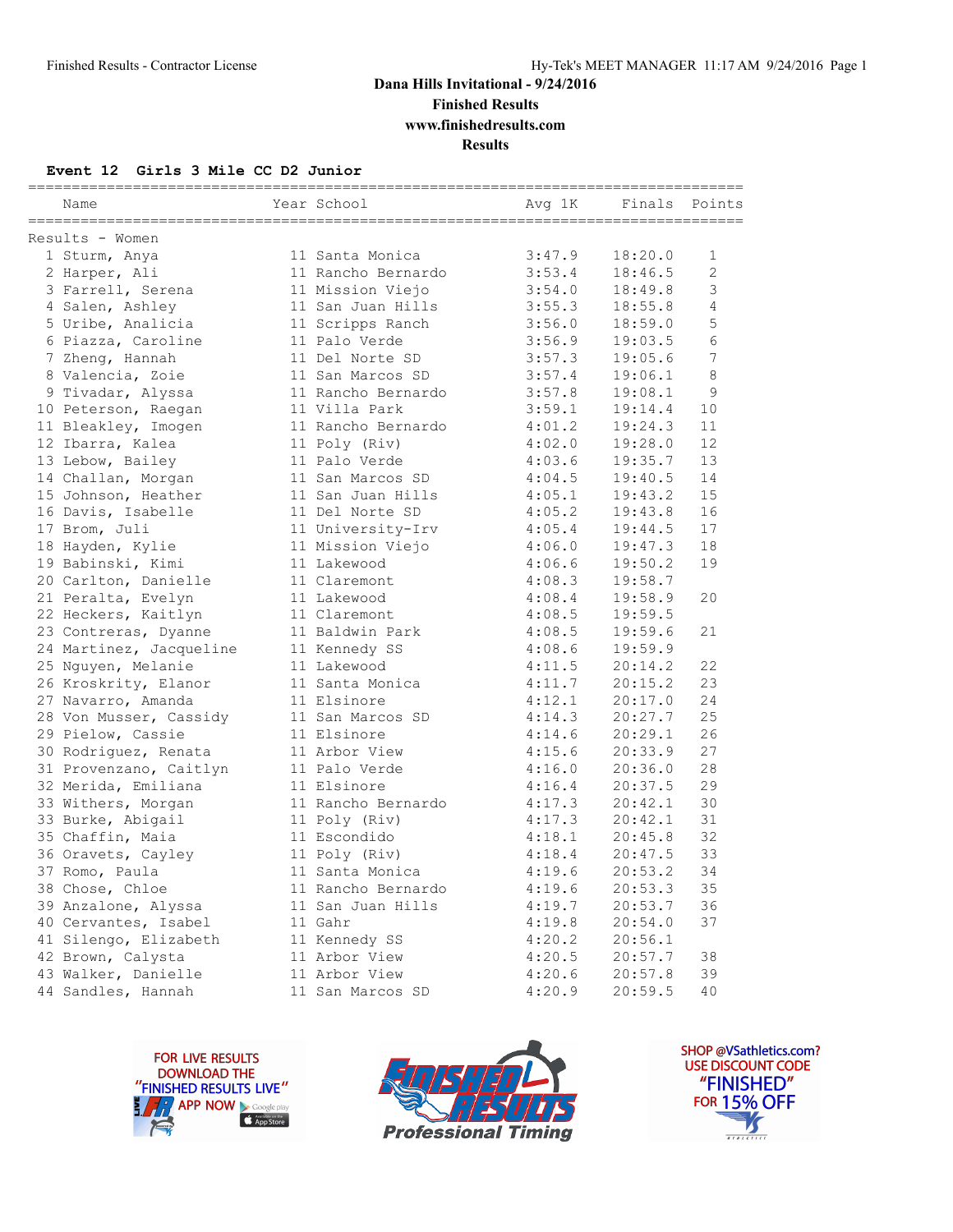# Dana Hills Invitational - 9/24/2016

**Finished Results**

**www.finishedresults.com**

**Results**

### Event 12 Girls 3 Mile CC D2 Junior

Results - Women

| Place | Name | Year | School | Avg 1K | Finals | Points |
|---|---|---|---|---|---|---|
| 1 | Sturm, Anya | 11 | Santa Monica | 3:47.9 | 18:20.0 | 1 |
| 2 | Harper, Ali | 11 | Rancho Bernardo | 3:53.4 | 18:46.5 | 2 |
| 3 | Farrell, Serena | 11 | Mission Viejo | 3:54.0 | 18:49.8 | 3 |
| 4 | Salen, Ashley | 11 | San Juan Hills | 3:55.3 | 18:55.8 | 4 |
| 5 | Uribe, Analicia | 11 | Scripps Ranch | 3:56.0 | 18:59.0 | 5 |
| 6 | Piazza, Caroline | 11 | Palo Verde | 3:56.9 | 19:03.5 | 6 |
| 7 | Zheng, Hannah | 11 | Del Norte SD | 3:57.3 | 19:05.6 | 7 |
| 8 | Valencia, Zoie | 11 | San Marcos SD | 3:57.4 | 19:06.1 | 8 |
| 9 | Tivadar, Alyssa | 11 | Rancho Bernardo | 3:57.8 | 19:08.1 | 9 |
| 10 | Peterson, Raegan | 11 | Villa Park | 3:59.1 | 19:14.4 | 10 |
| 11 | Bleakley, Imogen | 11 | Rancho Bernardo | 4:01.2 | 19:24.3 | 11 |
| 12 | Ibarra, Kalea | 11 | Poly (Riv) | 4:02.0 | 19:28.0 | 12 |
| 13 | Lebow, Bailey | 11 | Palo Verde | 4:03.6 | 19:35.7 | 13 |
| 14 | Challan, Morgan | 11 | San Marcos SD | 4:04.5 | 19:40.5 | 14 |
| 15 | Johnson, Heather | 11 | San Juan Hills | 4:05.1 | 19:43.2 | 15 |
| 16 | Davis, Isabelle | 11 | Del Norte SD | 4:05.2 | 19:43.8 | 16 |
| 17 | Brom, Juli | 11 | University-Irv | 4:05.4 | 19:44.5 | 17 |
| 18 | Hayden, Kylie | 11 | Mission Viejo | 4:06.0 | 19:47.3 | 18 |
| 19 | Babinski, Kimi | 11 | Lakewood | 4:06.6 | 19:50.2 | 19 |
| 20 | Carlton, Danielle | 11 | Claremont | 4:08.3 | 19:58.7 | |
| 21 | Peralta, Evelyn | 11 | Lakewood | 4:08.4 | 19:58.9 | 20 |
| 22 | Heckers, Kaitlyn | 11 | Claremont | 4:08.5 | 19:59.5 | |
| 23 | Contreras, Dyanne | 11 | Baldwin Park | 4:08.5 | 19:59.6 | 21 |
| 24 | Martinez, Jacqueline | 11 | Kennedy SS | 4:08.6 | 19:59.9 | |
| 25 | Nguyen, Melanie | 11 | Lakewood | 4:11.5 | 20:14.2 | 22 |
| 26 | Kroskrity, Elanor | 11 | Santa Monica | 4:11.7 | 20:15.2 | 23 |
| 27 | Navarro, Amanda | 11 | Elsinore | 4:12.1 | 20:17.0 | 24 |
| 28 | Von Musser, Cassidy | 11 | San Marcos SD | 4:14.3 | 20:27.7 | 25 |
| 29 | Pielow, Cassie | 11 | Elsinore | 4:14.6 | 20:29.1 | 26 |
| 30 | Rodriguez, Renata | 11 | Arbor View | 4:15.6 | 20:33.9 | 27 |
| 31 | Provenzano, Caitlyn | 11 | Palo Verde | 4:16.0 | 20:36.0 | 28 |
| 32 | Merida, Emiliana | 11 | Elsinore | 4:16.4 | 20:37.5 | 29 |
| 33 | Withers, Morgan | 11 | Rancho Bernardo | 4:17.3 | 20:42.1 | 30 |
| 33 | Burke, Abigail | 11 | Poly (Riv) | 4:17.3 | 20:42.1 | 31 |
| 35 | Chaffin, Maia | 11 | Escondido | 4:18.1 | 20:45.8 | 32 |
| 36 | Oravets, Cayley | 11 | Poly (Riv) | 4:18.4 | 20:47.5 | 33 |
| 37 | Romo, Paula | 11 | Santa Monica | 4:19.6 | 20:53.2 | 34 |
| 38 | Chose, Chloe | 11 | Rancho Bernardo | 4:19.6 | 20:53.3 | 35 |
| 39 | Anzalone, Alyssa | 11 | San Juan Hills | 4:19.7 | 20:53.7 | 36 |
| 40 | Cervantes, Isabel | 11 | Gahr | 4:19.8 | 20:54.0 | 37 |
| 41 | Silengo, Elizabeth | 11 | Kennedy SS | 4:20.2 | 20:56.1 | |
| 42 | Brown, Calysta | 11 | Arbor View | 4:20.5 | 20:57.7 | 38 |
| 43 | Walker, Danielle | 11 | Arbor View | 4:20.6 | 20:57.8 | 39 |
| 44 | Sandles, Hannah | 11 | San Marcos SD | 4:20.9 | 20:59.5 | 40 |

FOR LIVE RESULTS DOWNLOAD THE "FINISHED RESULTS LIVE" APP NOW

Finished Results Professional Timing

SHOP @VSathletics.com? USE DISCOUNT CODE "FINISHED" FOR 15% OFF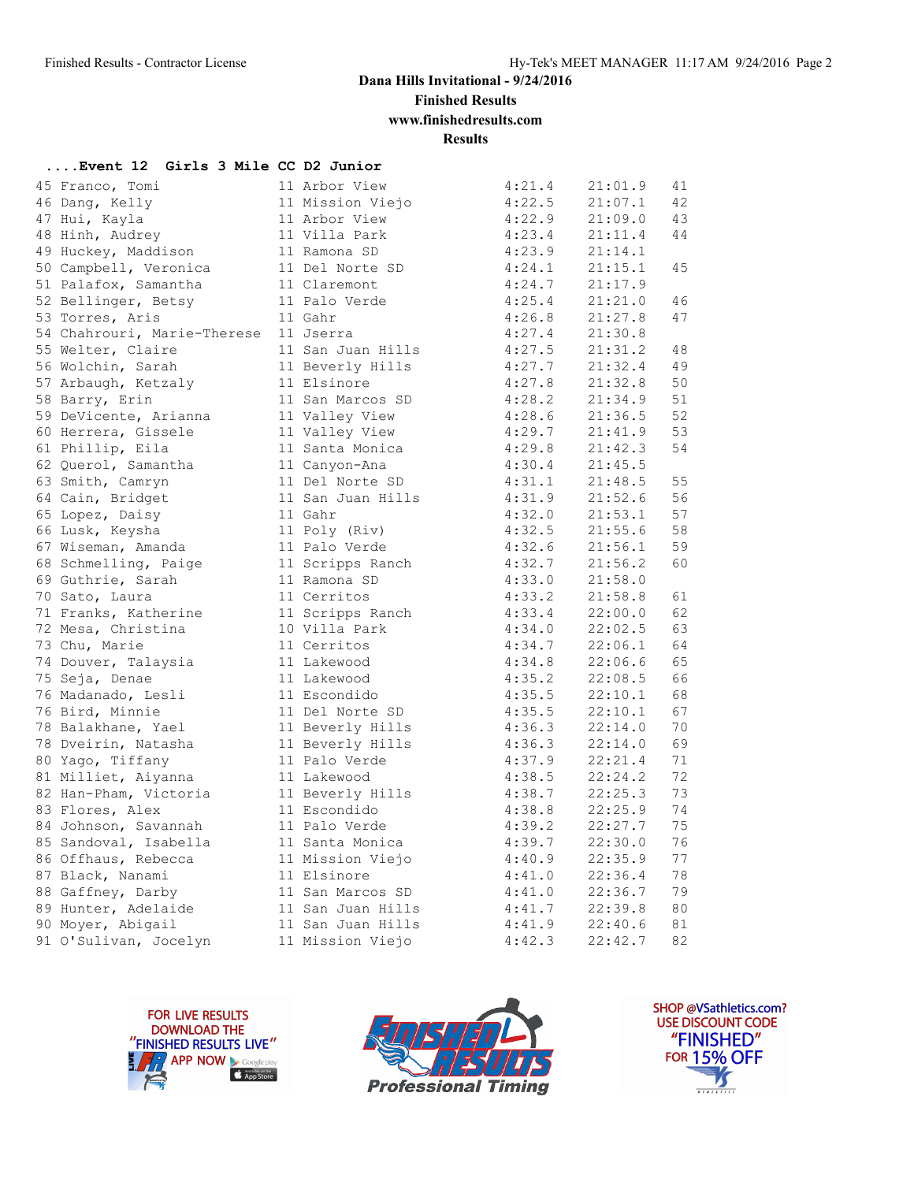# Dana Hills Invitational - 9/24/2016

**Finished Results**

**www.finishedresults.com**

**Results**

**....Event 12 Girls 3 Mile CC D2 Junior**

| Place | Name | Yr | School | Pace | Time | Points |
|---|---|---|---|---|---|---|
| 45 | Franco, Tomi | 11 | Arbor View | 4:21.4 | 21:01.9 | 41 |
| 46 | Dang, Kelly | 11 | Mission Viejo | 4:22.5 | 21:07.1 | 42 |
| 47 | Hui, Kayla | 11 | Arbor View | 4:22.9 | 21:09.0 | 43 |
| 48 | Hinh, Audrey | 11 | Villa Park | 4:23.4 | 21:11.4 | 44 |
| 49 | Huckey, Maddison | 11 | Ramona SD | 4:23.9 | 21:14.1 | |
| 50 | Campbell, Veronica | 11 | Del Norte SD | 4:24.1 | 21:15.1 | 45 |
| 51 | Palafox, Samantha | 11 | Claremont | 4:24.7 | 21:17.9 | |
| 52 | Bellinger, Betsy | 11 | Palo Verde | 4:25.4 | 21:21.0 | 46 |
| 53 | Torres, Aris | 11 | Gahr | 4:26.8 | 21:27.8 | 47 |
| 54 | Chahrouri, Marie-Therese | 11 | Jserra | 4:27.4 | 21:30.8 | |
| 55 | Welter, Claire | 11 | San Juan Hills | 4:27.5 | 21:31.2 | 48 |
| 56 | Wolchin, Sarah | 11 | Beverly Hills | 4:27.7 | 21:32.4 | 49 |
| 57 | Arbaugh, Ketzaly | 11 | Elsinore | 4:27.8 | 21:32.8 | 50 |
| 58 | Barry, Erin | 11 | San Marcos SD | 4:28.2 | 21:34.9 | 51 |
| 59 | DeVicente, Arianna | 11 | Valley View | 4:28.6 | 21:36.5 | 52 |
| 60 | Herrera, Gissele | 11 | Valley View | 4:29.7 | 21:41.9 | 53 |
| 61 | Phillip, Eila | 11 | Santa Monica | 4:29.8 | 21:42.3 | 54 |
| 62 | Querol, Samantha | 11 | Canyon-Ana | 4:30.4 | 21:45.5 | |
| 63 | Smith, Camryn | 11 | Del Norte SD | 4:31.1 | 21:48.5 | 55 |
| 64 | Cain, Bridget | 11 | San Juan Hills | 4:31.9 | 21:52.6 | 56 |
| 65 | Lopez, Daisy | 11 | Gahr | 4:32.0 | 21:53.1 | 57 |
| 66 | Lusk, Keysha | 11 | Poly (Riv) | 4:32.5 | 21:55.6 | 58 |
| 67 | Wiseman, Amanda | 11 | Palo Verde | 4:32.6 | 21:56.1 | 59 |
| 68 | Schmelling, Paige | 11 | Scripps Ranch | 4:32.7 | 21:56.2 | 60 |
| 69 | Guthrie, Sarah | 11 | Ramona SD | 4:33.0 | 21:58.0 | |
| 70 | Sato, Laura | 11 | Cerritos | 4:33.2 | 21:58.8 | 61 |
| 71 | Franks, Katherine | 11 | Scripps Ranch | 4:33.4 | 22:00.0 | 62 |
| 72 | Mesa, Christina | 10 | Villa Park | 4:34.0 | 22:02.5 | 63 |
| 73 | Chu, Marie | 11 | Cerritos | 4:34.7 | 22:06.1 | 64 |
| 74 | Douver, Talaysia | 11 | Lakewood | 4:34.8 | 22:06.6 | 65 |
| 75 | Seja, Denae | 11 | Lakewood | 4:35.2 | 22:08.5 | 66 |
| 76 | Madanado, Lesli | 11 | Escondido | 4:35.5 | 22:10.1 | 68 |
| 76 | Bird, Minnie | 11 | Del Norte SD | 4:35.5 | 22:10.1 | 67 |
| 78 | Balakhane, Yael | 11 | Beverly Hills | 4:36.3 | 22:14.0 | 70 |
| 78 | Dveirin, Natasha | 11 | Beverly Hills | 4:36.3 | 22:14.0 | 69 |
| 80 | Yago, Tiffany | 11 | Palo Verde | 4:37.9 | 22:21.4 | 71 |
| 81 | Milliet, Aiyanna | 11 | Lakewood | 4:38.5 | 22:24.2 | 72 |
| 82 | Han-Pham, Victoria | 11 | Beverly Hills | 4:38.7 | 22:25.3 | 73 |
| 83 | Flores, Alex | 11 | Escondido | 4:38.8 | 22:25.9 | 74 |
| 84 | Johnson, Savannah | 11 | Palo Verde | 4:39.2 | 22:27.7 | 75 |
| 85 | Sandoval, Isabella | 11 | Santa Monica | 4:39.7 | 22:30.0 | 76 |
| 86 | Offhaus, Rebecca | 11 | Mission Viejo | 4:40.9 | 22:35.9 | 77 |
| 87 | Black, Nanami | 11 | Elsinore | 4:41.0 | 22:36.4 | 78 |
| 88 | Gaffney, Darby | 11 | San Marcos SD | 4:41.0 | 22:36.7 | 79 |
| 89 | Hunter, Adelaide | 11 | San Juan Hills | 4:41.7 | 22:39.8 | 80 |
| 90 | Moyer, Abigail | 11 | San Juan Hills | 4:41.9 | 22:40.6 | 81 |
| 91 | O'Sulivan, Jocelyn | 11 | Mission Viejo | 4:42.3 | 22:42.7 | 82 |

FOR LIVE RESULTS DOWNLOAD THE "FINISHED RESULTS LIVE" APP NOW

Finished Results Professional Timing

SHOP @VSathletics.com? USE DISCOUNT CODE "FINISHED" FOR 15% OFF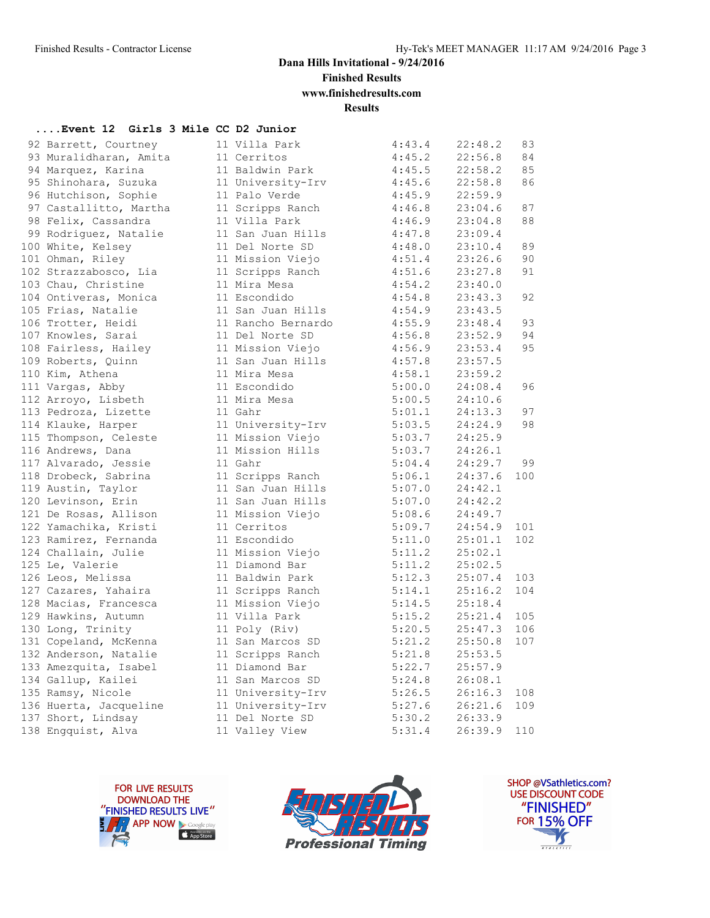Dana Hills Invitational - 9/24/2016

Finished Results

www.finishedresults.com

Results

**....Event 12 Girls 3 Mile CC D2 Junior**

| Place | Name | Yr | School | Avg Mile | Time | Points |
|---|---|---|---|---|---|---|
| 92 | Barrett, Courtney | 11 | Villa Park | 4:43.4 | 22:48.2 | 83 |
| 93 | Muralidharan, Amita | 11 | Cerritos | 4:45.2 | 22:56.8 | 84 |
| 94 | Marquez, Karina | 11 | Baldwin Park | 4:45.5 | 22:58.2 | 85 |
| 95 | Shinohara, Suzuka | 11 | University-Irv | 4:45.6 | 22:58.8 | 86 |
| 96 | Hutchison, Sophie | 11 | Palo Verde | 4:45.9 | 22:59.9 | |
| 97 | Castallitto, Martha | 11 | Scripps Ranch | 4:46.8 | 23:04.6 | 87 |
| 98 | Felix, Cassandra | 11 | Villa Park | 4:46.9 | 23:04.8 | 88 |
| 99 | Rodriguez, Natalie | 11 | San Juan Hills | 4:47.8 | 23:09.4 | |
| 100 | White, Kelsey | 11 | Del Norte SD | 4:48.0 | 23:10.4 | 89 |
| 101 | Ohman, Riley | 11 | Mission Viejo | 4:51.4 | 23:26.6 | 90 |
| 102 | Strazzabosco, Lia | 11 | Scripps Ranch | 4:51.6 | 23:27.8 | 91 |
| 103 | Chau, Christine | 11 | Mira Mesa | 4:54.2 | 23:40.0 | |
| 104 | Ontiveras, Monica | 11 | Escondido | 4:54.8 | 23:43.3 | 92 |
| 105 | Frias, Natalie | 11 | San Juan Hills | 4:54.9 | 23:43.5 | |
| 106 | Trotter, Heidi | 11 | Rancho Bernardo | 4:55.9 | 23:48.4 | 93 |
| 107 | Knowles, Sarai | 11 | Del Norte SD | 4:56.8 | 23:52.9 | 94 |
| 108 | Fairless, Hailey | 11 | Mission Viejo | 4:56.9 | 23:53.4 | 95 |
| 109 | Roberts, Quinn | 11 | San Juan Hills | 4:57.8 | 23:57.5 | |
| 110 | Kim, Athena | 11 | Mira Mesa | 4:58.1 | 23:59.2 | |
| 111 | Vargas, Abby | 11 | Escondido | 5:00.0 | 24:08.4 | 96 |
| 112 | Arroyo, Lisbeth | 11 | Mira Mesa | 5:00.5 | 24:10.6 | |
| 113 | Pedroza, Lizette | 11 | Gahr | 5:01.1 | 24:13.3 | 97 |
| 114 | Klauke, Harper | 11 | University-Irv | 5:03.5 | 24:24.9 | 98 |
| 115 | Thompson, Celeste | 11 | Mission Viejo | 5:03.7 | 24:25.9 | |
| 116 | Andrews, Dana | 11 | Mission Hills | 5:03.7 | 24:26.1 | |
| 117 | Alvarado, Jessie | 11 | Gahr | 5:04.4 | 24:29.7 | 99 |
| 118 | Drobeck, Sabrina | 11 | Scripps Ranch | 5:06.1 | 24:37.6 | 100 |
| 119 | Austin, Taylor | 11 | San Juan Hills | 5:07.0 | 24:42.1 | |
| 120 | Levinson, Erin | 11 | San Juan Hills | 5:07.0 | 24:42.2 | |
| 121 | De Rosas, Allison | 11 | Mission Viejo | 5:08.6 | 24:49.7 | |
| 122 | Yamachika, Kristi | 11 | Cerritos | 5:09.7 | 24:54.9 | 101 |
| 123 | Ramirez, Fernanda | 11 | Escondido | 5:11.0 | 25:01.1 | 102 |
| 124 | Challain, Julie | 11 | Mission Viejo | 5:11.2 | 25:02.1 | |
| 125 | Le, Valerie | 11 | Diamond Bar | 5:11.2 | 25:02.5 | |
| 126 | Leos, Melissa | 11 | Baldwin Park | 5:12.3 | 25:07.4 | 103 |
| 127 | Cazares, Yahaira | 11 | Scripps Ranch | 5:14.1 | 25:16.2 | 104 |
| 128 | Macias, Francesca | 11 | Mission Viejo | 5:14.5 | 25:18.4 | |
| 129 | Hawkins, Autumn | 11 | Villa Park | 5:15.2 | 25:21.4 | 105 |
| 130 | Long, Trinity | 11 | Poly (Riv) | 5:20.5 | 25:47.3 | 106 |
| 131 | Copeland, McKenna | 11 | San Marcos SD | 5:21.2 | 25:50.8 | 107 |
| 132 | Anderson, Natalie | 11 | Scripps Ranch | 5:21.8 | 25:53.5 | |
| 133 | Amezquita, Isabel | 11 | Diamond Bar | 5:22.7 | 25:57.9 | |
| 134 | Gallup, Kailei | 11 | San Marcos SD | 5:24.8 | 26:08.1 | |
| 135 | Ramsy, Nicole | 11 | University-Irv | 5:26.5 | 26:16.3 | 108 |
| 136 | Huerta, Jacqueline | 11 | University-Irv | 5:27.6 | 26:21.6 | 109 |
| 137 | Short, Lindsay | 11 | Del Norte SD | 5:30.2 | 26:33.9 | |
| 138 | Engquist, Alva | 11 | Valley View | 5:31.4 | 26:39.9 | 110 |

FOR LIVE RESULTS DOWNLOAD THE "FINISHED RESULTS LIVE" APP NOW

FINISHED RESULTS Professional Timing

SHOP @VSathletics.com? USE DISCOUNT CODE "FINISHED" FOR 15% OFF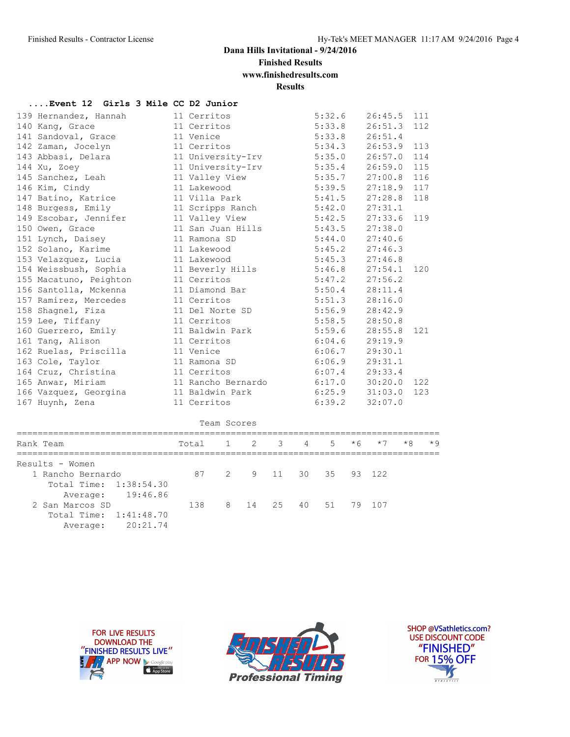Dana Hills Invitational - 9/24/2016
Finished Results
www.finishedresults.com
Results

## ....Event 12 Girls 3 Mile CC D2 Junior

| Place | Name | Yr | School | Pace | Time | Points |
|---|---|---|---|---|---|---|
| 139 | Hernandez, Hannah | 11 | Cerritos | 5:32.6 | 26:45.5 | 111 |
| 140 | Kang, Grace | 11 | Cerritos | 5:33.8 | 26:51.3 | 112 |
| 141 | Sandoval, Grace | 11 | Venice | 5:33.8 | 26:51.4 | |
| 142 | Zaman, Jocelyn | 11 | Cerritos | 5:34.3 | 26:53.9 | 113 |
| 143 | Abbasi, Delara | 11 | University-Irv | 5:35.0 | 26:57.0 | 114 |
| 144 | Xu, Zoey | 11 | University-Irv | 5:35.4 | 26:59.0 | 115 |
| 145 | Sanchez, Leah | 11 | Valley View | 5:35.7 | 27:00.8 | 116 |
| 146 | Kim, Cindy | 11 | Lakewood | 5:39.5 | 27:18.9 | 117 |
| 147 | Batino, Katrice | 11 | Villa Park | 5:41.5 | 27:28.8 | 118 |
| 148 | Burgess, Emily | 11 | Scripps Ranch | 5:42.0 | 27:31.1 | |
| 149 | Escobar, Jennifer | 11 | Valley View | 5:42.5 | 27:33.6 | 119 |
| 150 | Owen, Grace | 11 | San Juan Hills | 5:43.5 | 27:38.0 | |
| 151 | Lynch, Daisey | 11 | Ramona SD | 5:44.0 | 27:40.6 | |
| 152 | Solano, Karime | 11 | Lakewood | 5:45.2 | 27:46.3 | |
| 153 | Velazquez, Lucia | 11 | Lakewood | 5:45.3 | 27:46.8 | |
| 154 | Weissbush, Sophia | 11 | Beverly Hills | 5:46.8 | 27:54.1 | 120 |
| 155 | Macatuno, Peighton | 11 | Cerritos | 5:47.2 | 27:56.2 | |
| 156 | Santolla, Mckenna | 11 | Diamond Bar | 5:50.4 | 28:11.4 | |
| 157 | Ramirez, Mercedes | 11 | Cerritos | 5:51.3 | 28:16.0 | |
| 158 | Shagnel, Fiza | 11 | Del Norte SD | 5:56.9 | 28:42.9 | |
| 159 | Lee, Tiffany | 11 | Cerritos | 5:58.5 | 28:50.8 | |
| 160 | Guerrero, Emily | 11 | Baldwin Park | 5:59.6 | 28:55.8 | 121 |
| 161 | Tang, Alison | 11 | Cerritos | 6:04.6 | 29:19.9 | |
| 162 | Ruelas, Priscilla | 11 | Venice | 6:06.7 | 29:30.1 | |
| 163 | Cole, Taylor | 11 | Ramona SD | 6:06.9 | 29:31.1 | |
| 164 | Cruz, Christina | 11 | Cerritos | 6:07.4 | 29:33.4 | |
| 165 | Anwar, Miriam | 11 | Rancho Bernardo | 6:17.0 | 30:20.0 | 122 |
| 166 | Vazquez, Georgina | 11 | Baldwin Park | 6:25.9 | 31:03.0 | 123 |
| 167 | Huynh, Zena | 11 | Cerritos | 6:39.2 | 32:07.0 | |

### Team Scores

| Rank | Team | Total | 1 | 2 | 3 | 4 | 5 | *6 | *7 | *8 | *9 |
|---|---|---|---|---|---|---|---|---|---|---|---|
| Results - Women | | | | | | | | | | | |
| 1 | Rancho Bernardo | 87 | 2 | 9 | 11 | 30 | 35 | 93 | 122 | | |
| | Total Time: 1:38:54.30 | | | | | | | | | | |
| | Average: 19:46.86 | | | | | | | | | | |
| 2 | San Marcos SD | 138 | 8 | 14 | 25 | 40 | 51 | 79 | 107 | | |
| | Total Time: 1:41:48.70 | | | | | | | | | | |
| | Average: 20:21.74 | | | | | | | | | | |

FOR LIVE RESULTS DOWNLOAD THE "FINISHED RESULTS LIVE" APP NOW

Finished Results Professional Timing

SHOP @VSathletics.com? USE DISCOUNT CODE "FINISHED" FOR 15% OFF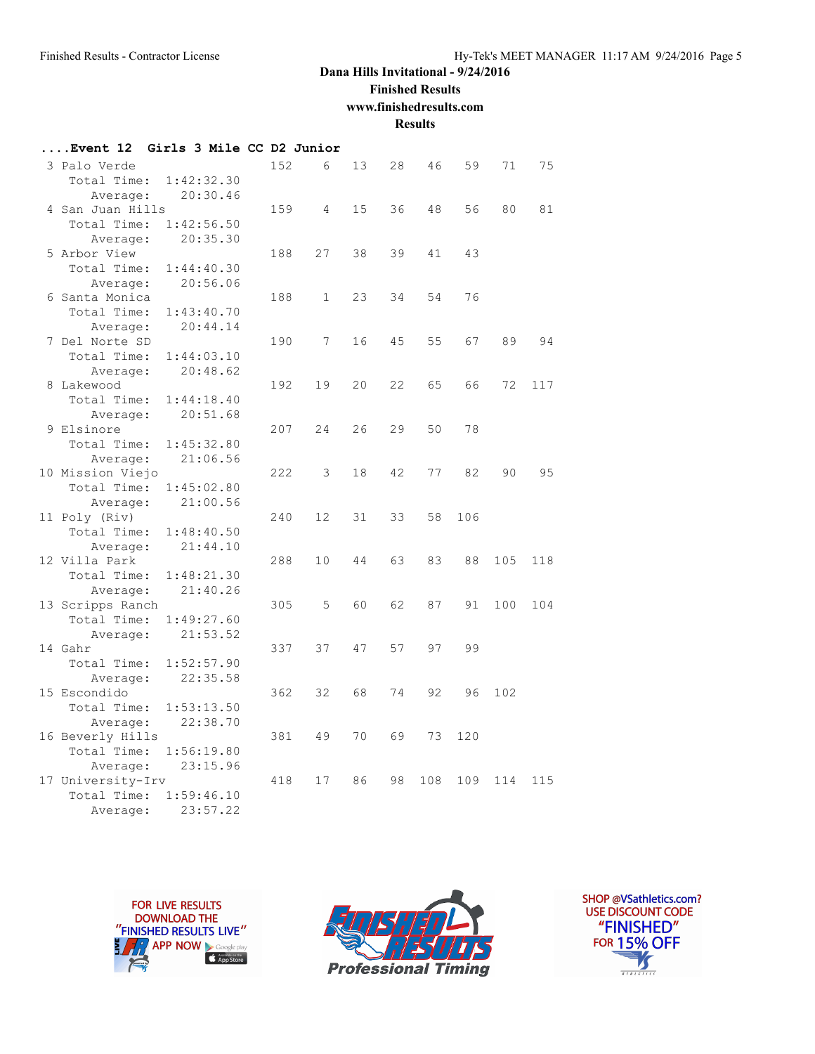# Dana Hills Invitational - 9/24/2016

## Finished Results

### www.finishedresults.com

### Results

**....Event 12 Girls 3 Mile CC D2 Junior**

| Place | Team | Score | 1 | 2 | 3 | 4 | 5 | 6 | 7 |
|---|---|---|---|---|---|---|---|---|---|
| 3 | Palo Verde | 152 | 6 | 13 | 28 | 46 | 59 | 71 | 75 |
| | Total Time: 1:42:32.30 | | | | | | | | |
| | Average: 20:30.46 | | | | | | | | |
| 4 | San Juan Hills | 159 | 4 | 15 | 36 | 48 | 56 | 80 | 81 |
| | Total Time: 1:42:56.50 | | | | | | | | |
| | Average: 20:35.30 | | | | | | | | |
| 5 | Arbor View | 188 | 27 | 38 | 39 | 41 | 43 | | |
| | Total Time: 1:44:40.30 | | | | | | | | |
| | Average: 20:56.06 | | | | | | | | |
| 6 | Santa Monica | 188 | 1 | 23 | 34 | 54 | 76 | | |
| | Total Time: 1:43:40.70 | | | | | | | | |
| | Average: 20:44.14 | | | | | | | | |
| 7 | Del Norte SD | 190 | 7 | 16 | 45 | 55 | 67 | 89 | 94 |
| | Total Time: 1:44:03.10 | | | | | | | | |
| | Average: 20:48.62 | | | | | | | | |
| 8 | Lakewood | 192 | 19 | 20 | 22 | 65 | 66 | 72 | 117 |
| | Total Time: 1:44:18.40 | | | | | | | | |
| | Average: 20:51.68 | | | | | | | | |
| 9 | Elsinore | 207 | 24 | 26 | 29 | 50 | 78 | | |
| | Total Time: 1:45:32.80 | | | | | | | | |
| | Average: 21:06.56 | | | | | | | | |
| 10 | Mission Viejo | 222 | 3 | 18 | 42 | 77 | 82 | 90 | 95 |
| | Total Time: 1:45:02.80 | | | | | | | | |
| | Average: 21:00.56 | | | | | | | | |
| 11 | Poly (Riv) | 240 | 12 | 31 | 33 | 58 | 106 | | |
| | Total Time: 1:48:40.50 | | | | | | | | |
| | Average: 21:44.10 | | | | | | | | |
| 12 | Villa Park | 288 | 10 | 44 | 63 | 83 | 88 | 105 | 118 |
| | Total Time: 1:48:21.30 | | | | | | | | |
| | Average: 21:40.26 | | | | | | | | |
| 13 | Scripps Ranch | 305 | 5 | 60 | 62 | 87 | 91 | 100 | 104 |
| | Total Time: 1:49:27.60 | | | | | | | | |
| | Average: 21:53.52 | | | | | | | | |
| 14 | Gahr | 337 | 37 | 47 | 57 | 97 | 99 | | |
| | Total Time: 1:52:57.90 | | | | | | | | |
| | Average: 22:35.58 | | | | | | | | |
| 15 | Escondido | 362 | 32 | 68 | 74 | 92 | 96 | 102 | |
| | Total Time: 1:53:13.50 | | | | | | | | |
| | Average: 22:38.70 | | | | | | | | |
| 16 | Beverly Hills | 381 | 49 | 70 | 69 | 73 | 120 | | |
| | Total Time: 1:56:19.80 | | | | | | | | |
| | Average: 23:15.96 | | | | | | | | |
| 17 | University-Irv | 418 | 17 | 86 | 98 | 108 | 109 | 114 | 115 |
| | Total Time: 1:59:46.10 | | | | | | | | |
| | Average: 23:57.22 | | | | | | | | |

FOR LIVE RESULTS DOWNLOAD THE "FINISHED RESULTS LIVE" APP NOW

FINISHED RESULTS Professional Timing

SHOP @VSathletics.com? USE DISCOUNT CODE "FINISHED" FOR 15% OFF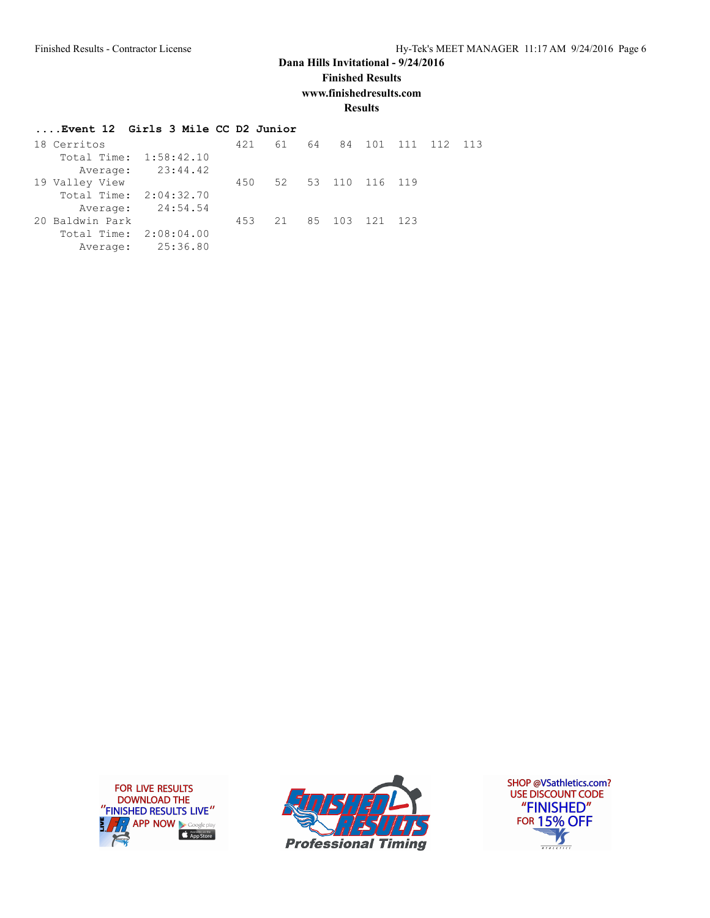**Dana Hills Invitational - 9/24/2016**

**Finished Results**

**www.finishedresults.com**

**Results**

**....Event 12  Girls 3 Mile CC D2 Junior**

```
18 Cerritos                  421    61    64    84  101  111  112  113
    Total Time:  1:58:42.10
       Average:    23:44.42
19 Valley View               450    52    53  110  116  119
    Total Time:  2:04:32.70
       Average:    24:54.54
20 Baldwin Park              453    21    85  103  121  123
    Total Time:  2:08:04.00
       Average:    25:36.80
```

FOR LIVE RESULTS DOWNLOAD THE "FINISHED RESULTS LIVE" APP NOW

Finished Results Professional Timing

SHOP @VSathletics.com? USE DISCOUNT CODE "FINISHED" FOR 15% OFF